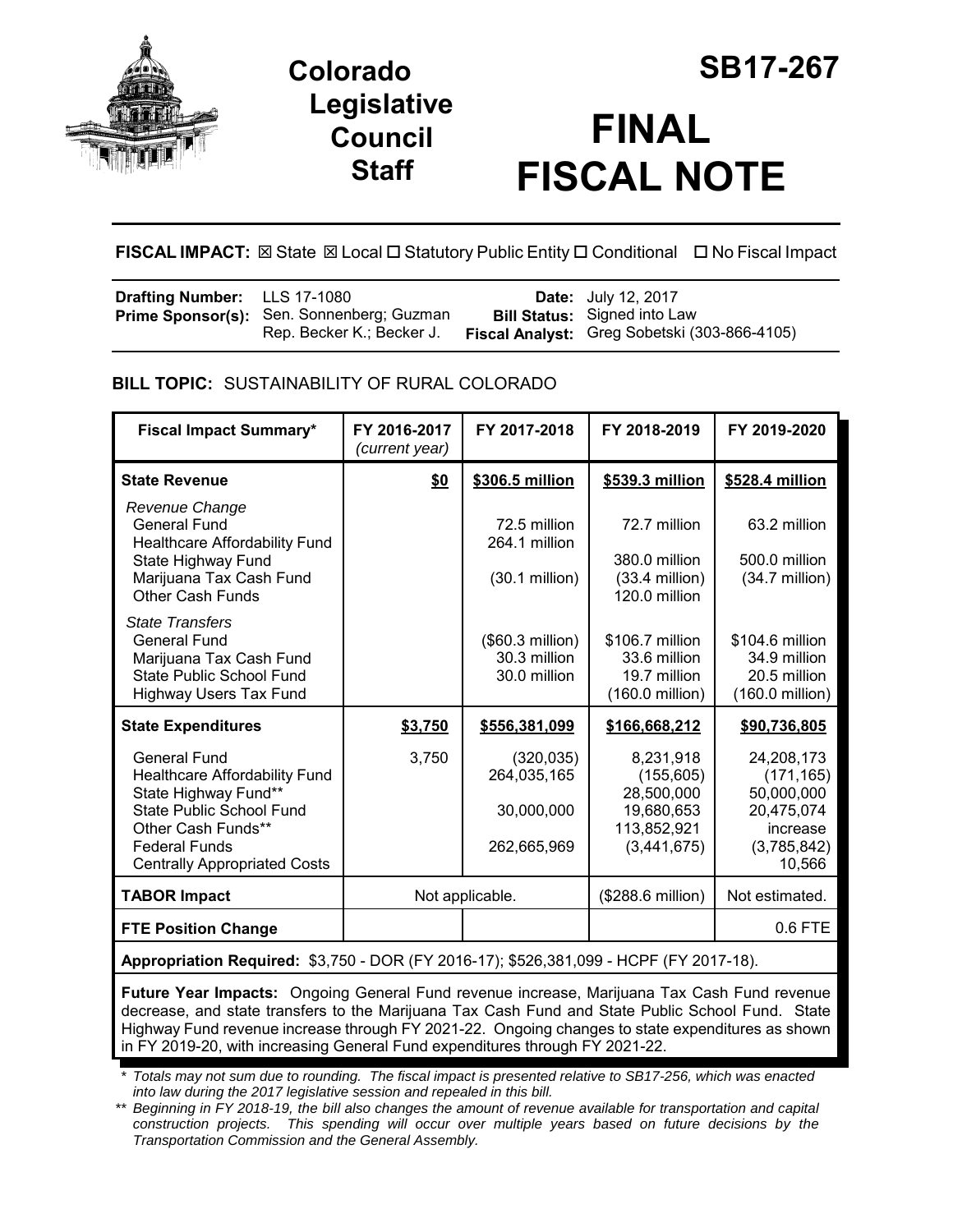# Colorado Legislative Council Staff

# SB17-267

# FINAL FISCAL NOTE

**FISCAL IMPACT:** ☒ State ☒ Local ☐ Statutory Public Entity ☐ Conditional ☐ No Fiscal Impact

| | | | |
|---|---|---|---|
| **Drafting Number:** | LLS 17-1080 | **Date:** | July 12, 2017 |
| **Prime Sponsor(s):** | Sen. Sonnenberg; Guzman<br>Rep. Becker K.; Becker J. | **Bill Status:** | Signed into Law |
| | | **Fiscal Analyst:** | Greg Sobetski (303-866-4105) |

**BILL TOPIC:** SUSTAINABILITY OF RURAL COLORADO

| Fiscal Impact Summary* | FY 2016-2017 *(current year)* | FY 2017-2018 | FY 2018-2019 | FY 2019-2020 |
|---|---|---|---|---|
| **State Revenue** | **$0** | **$306.5 million** | **$539.3 million** | **$528.4 million** |
| *Revenue Change* | | | | |
| General Fund | | 72.5 million | 72.7 million | 63.2 million |
| Healthcare Affordability Fund | | 264.1 million | | |
| State Highway Fund | | | 380.0 million | 500.0 million |
| Marijuana Tax Cash Fund | | (30.1 million) | (33.4 million) | (34.7 million) |
| Other Cash Funds | | | 120.0 million | |
| *State Transfers* | | | | |
| General Fund | | ($60.3 million) | $106.7 million | $104.6 million |
| Marijuana Tax Cash Fund | | 30.3 million | 33.6 million | 34.9 million |
| State Public School Fund | | 30.0 million | 19.7 million | 20.5 million |
| Highway Users Tax Fund | | | (160.0 million) | (160.0 million) |
| **State Expenditures** | **$3,750** | **$556,381,099** | **$166,668,212** | **$90,736,805** |
| General Fund | 3,750 | (320,035) | 8,231,918 | 24,208,173 |
| Healthcare Affordability Fund | | 264,035,165 | (155,605) | (171,165) |
| State Highway Fund** | | | 28,500,000 | 50,000,000 |
| State Public School Fund | | 30,000,000 | 19,680,653 | 20,475,074 |
| Other Cash Funds** | | | 113,852,921 | increase |
| Federal Funds | | 262,665,969 | (3,441,675) | (3,785,842) |
| Centrally Appropriated Costs | | | | 10,566 |
| **TABOR Impact** | Not applicable. | | ($288.6 million) | Not estimated. |
| **FTE Position Change** | | | | 0.6 FTE |

**Appropriation Required:** $3,750 - DOR (FY 2016-17); $526,381,099 - HCPF (FY 2017-18).

**Future Year Impacts:** Ongoing General Fund revenue increase, Marijuana Tax Cash Fund revenue decrease, and state transfers to the Marijuana Tax Cash Fund and State Public School Fund. State Highway Fund revenue increase through FY 2021-22. Ongoing changes to state expenditures as shown in FY 2019-20, with increasing General Fund expenditures through FY 2021-22.

\* *Totals may not sum due to rounding. The fiscal impact is presented relative to SB17-256, which was enacted into law during the 2017 legislative session and repealed in this bill.*

\*\* *Beginning in FY 2018-19, the bill also changes the amount of revenue available for transportation and capital construction projects. This spending will occur over multiple years based on future decisions by the Transportation Commission and the General Assembly.*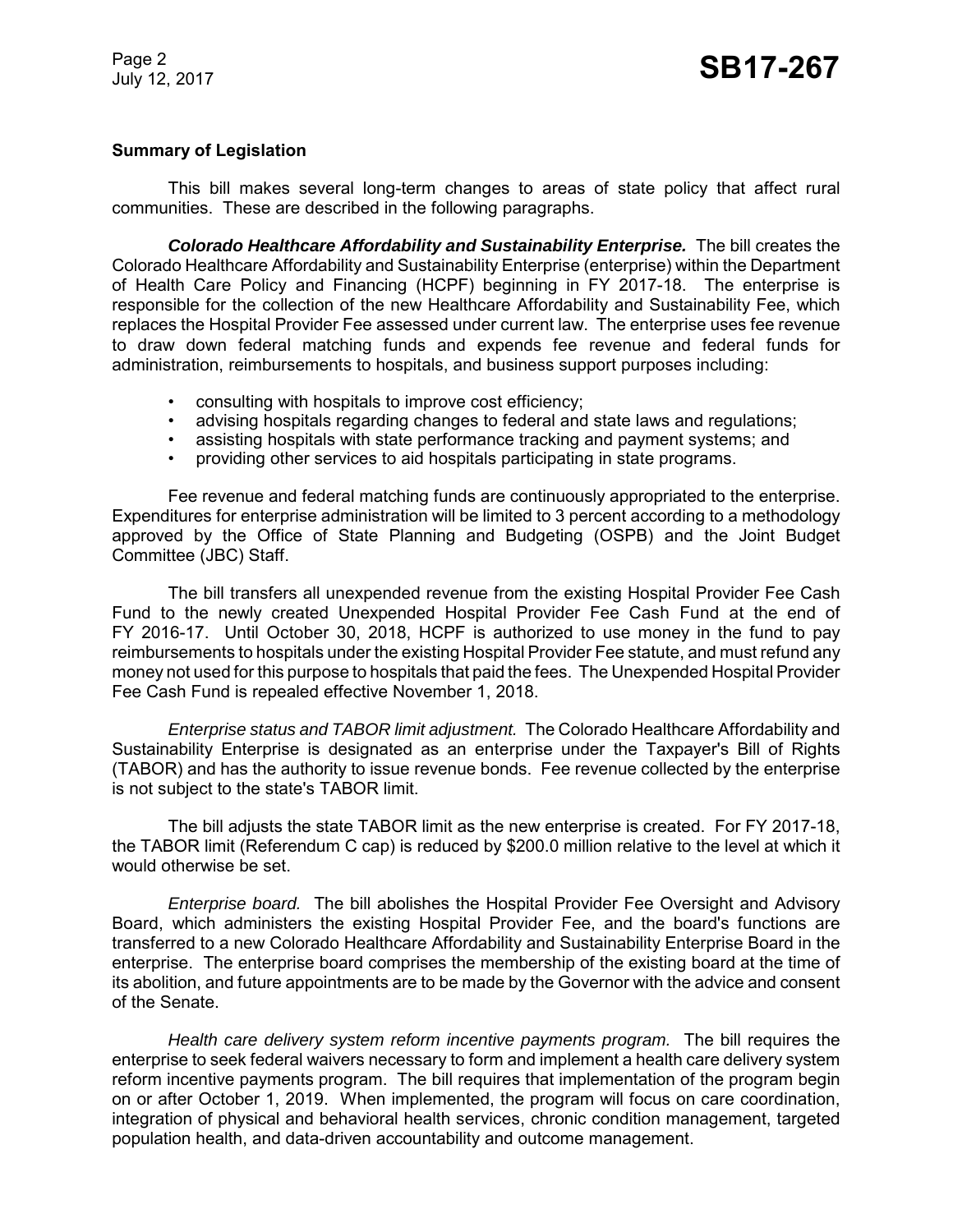**Summary of Legislation**

This bill makes several long-term changes to areas of state policy that affect rural communities. These are described in the following paragraphs.

***Colorado Healthcare Affordability and Sustainability Enterprise.*** The bill creates the Colorado Healthcare Affordability and Sustainability Enterprise (enterprise) within the Department of Health Care Policy and Financing (HCPF) beginning in FY 2017-18. The enterprise is responsible for the collection of the new Healthcare Affordability and Sustainability Fee, which replaces the Hospital Provider Fee assessed under current law. The enterprise uses fee revenue to draw down federal matching funds and expends fee revenue and federal funds for administration, reimbursements to hospitals, and business support purposes including:

- consulting with hospitals to improve cost efficiency;
- advising hospitals regarding changes to federal and state laws and regulations;
- assisting hospitals with state performance tracking and payment systems; and
- providing other services to aid hospitals participating in state programs.

Fee revenue and federal matching funds are continuously appropriated to the enterprise. Expenditures for enterprise administration will be limited to 3 percent according to a methodology approved by the Office of State Planning and Budgeting (OSPB) and the Joint Budget Committee (JBC) Staff.

The bill transfers all unexpended revenue from the existing Hospital Provider Fee Cash Fund to the newly created Unexpended Hospital Provider Fee Cash Fund at the end of FY 2016-17. Until October 30, 2018, HCPF is authorized to use money in the fund to pay reimbursements to hospitals under the existing Hospital Provider Fee statute, and must refund any money not used for this purpose to hospitals that paid the fees. The Unexpended Hospital Provider Fee Cash Fund is repealed effective November 1, 2018.

*Enterprise status and TABOR limit adjustment.* The Colorado Healthcare Affordability and Sustainability Enterprise is designated as an enterprise under the Taxpayer's Bill of Rights (TABOR) and has the authority to issue revenue bonds. Fee revenue collected by the enterprise is not subject to the state's TABOR limit.

The bill adjusts the state TABOR limit as the new enterprise is created. For FY 2017-18, the TABOR limit (Referendum C cap) is reduced by $200.0 million relative to the level at which it would otherwise be set.

*Enterprise board.* The bill abolishes the Hospital Provider Fee Oversight and Advisory Board, which administers the existing Hospital Provider Fee, and the board's functions are transferred to a new Colorado Healthcare Affordability and Sustainability Enterprise Board in the enterprise. The enterprise board comprises the membership of the existing board at the time of its abolition, and future appointments are to be made by the Governor with the advice and consent of the Senate.

*Health care delivery system reform incentive payments program.* The bill requires the enterprise to seek federal waivers necessary to form and implement a health care delivery system reform incentive payments program. The bill requires that implementation of the program begin on or after October 1, 2019. When implemented, the program will focus on care coordination, integration of physical and behavioral health services, chronic condition management, targeted population health, and data-driven accountability and outcome management.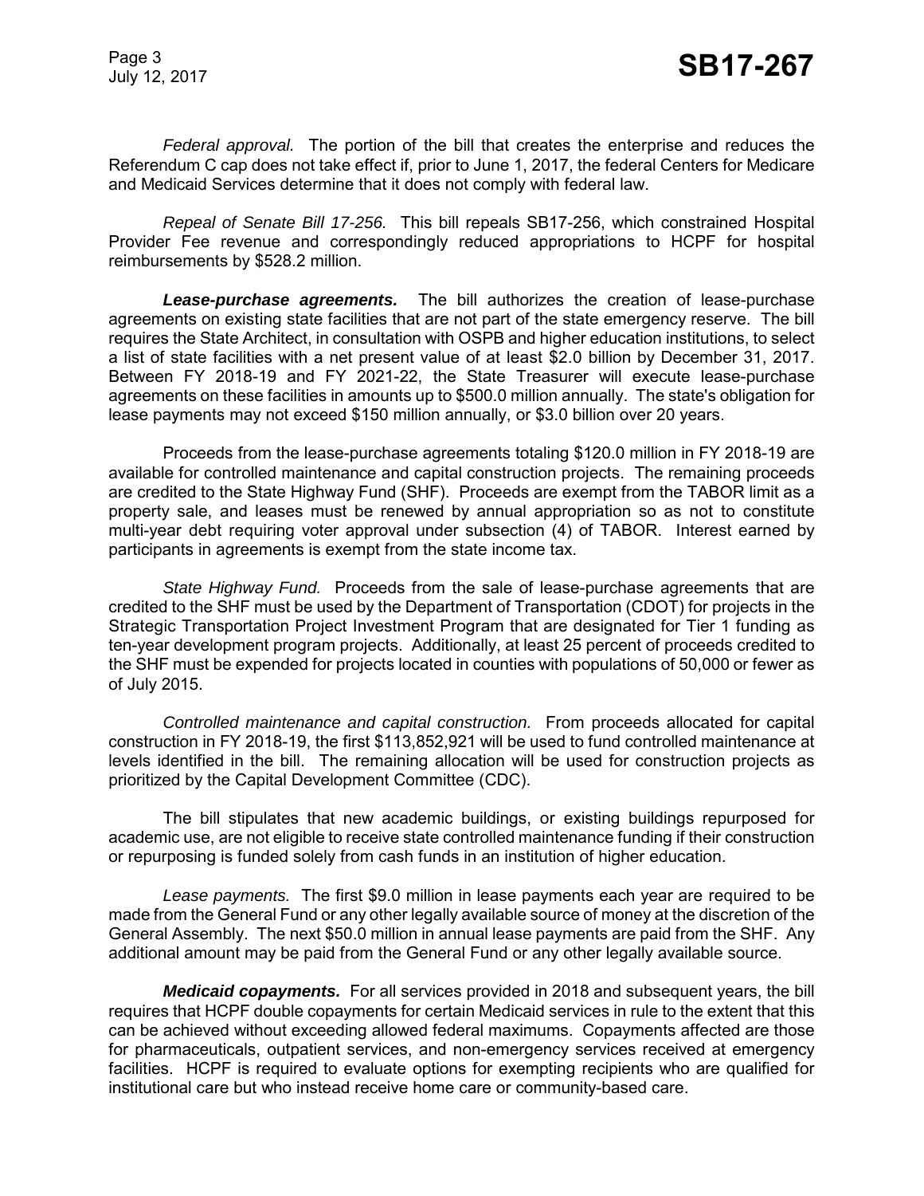*Federal approval.* The portion of the bill that creates the enterprise and reduces the Referendum C cap does not take effect if, prior to June 1, 2017, the federal Centers for Medicare and Medicaid Services determine that it does not comply with federal law.

*Repeal of Senate Bill 17-256.* This bill repeals SB17-256, which constrained Hospital Provider Fee revenue and correspondingly reduced appropriations to HCPF for hospital reimbursements by $528.2 million.

***Lease-purchase agreements.*** The bill authorizes the creation of lease-purchase agreements on existing state facilities that are not part of the state emergency reserve. The bill requires the State Architect, in consultation with OSPB and higher education institutions, to select a list of state facilities with a net present value of at least $2.0 billion by December 31, 2017. Between FY 2018-19 and FY 2021-22, the State Treasurer will execute lease-purchase agreements on these facilities in amounts up to $500.0 million annually. The state's obligation for lease payments may not exceed $150 million annually, or $3.0 billion over 20 years.

Proceeds from the lease-purchase agreements totaling $120.0 million in FY 2018-19 are available for controlled maintenance and capital construction projects. The remaining proceeds are credited to the State Highway Fund (SHF). Proceeds are exempt from the TABOR limit as a property sale, and leases must be renewed by annual appropriation so as not to constitute multi-year debt requiring voter approval under subsection (4) of TABOR. Interest earned by participants in agreements is exempt from the state income tax.

*State Highway Fund.* Proceeds from the sale of lease-purchase agreements that are credited to the SHF must be used by the Department of Transportation (CDOT) for projects in the Strategic Transportation Project Investment Program that are designated for Tier 1 funding as ten-year development program projects. Additionally, at least 25 percent of proceeds credited to the SHF must be expended for projects located in counties with populations of 50,000 or fewer as of July 2015.

*Controlled maintenance and capital construction.* From proceeds allocated for capital construction in FY 2018-19, the first $113,852,921 will be used to fund controlled maintenance at levels identified in the bill. The remaining allocation will be used for construction projects as prioritized by the Capital Development Committee (CDC).

The bill stipulates that new academic buildings, or existing buildings repurposed for academic use, are not eligible to receive state controlled maintenance funding if their construction or repurposing is funded solely from cash funds in an institution of higher education.

*Lease payments.* The first $9.0 million in lease payments each year are required to be made from the General Fund or any other legally available source of money at the discretion of the General Assembly. The next $50.0 million in annual lease payments are paid from the SHF. Any additional amount may be paid from the General Fund or any other legally available source.

***Medicaid copayments.*** For all services provided in 2018 and subsequent years, the bill requires that HCPF double copayments for certain Medicaid services in rule to the extent that this can be achieved without exceeding allowed federal maximums. Copayments affected are those for pharmaceuticals, outpatient services, and non-emergency services received at emergency facilities. HCPF is required to evaluate options for exempting recipients who are qualified for institutional care but who instead receive home care or community-based care.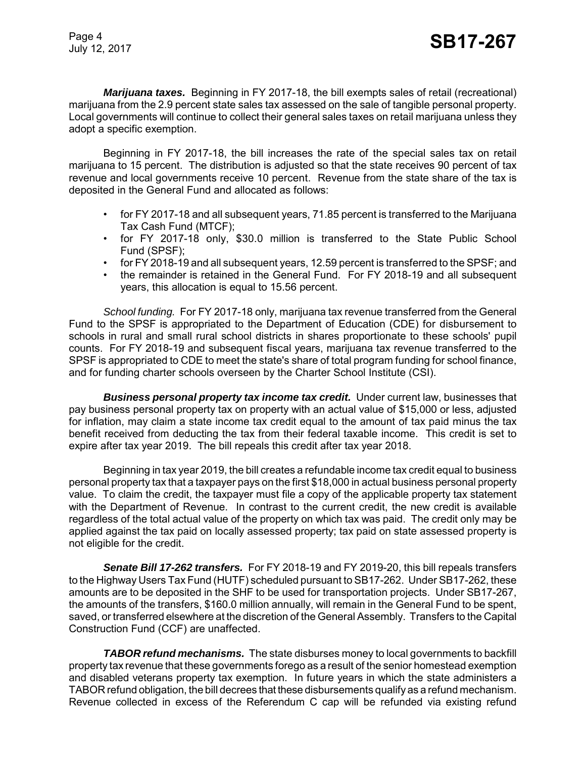***Marijuana taxes.*** Beginning in FY 2017-18, the bill exempts sales of retail (recreational) marijuana from the 2.9 percent state sales tax assessed on the sale of tangible personal property. Local governments will continue to collect their general sales taxes on retail marijuana unless they adopt a specific exemption.

Beginning in FY 2017-18, the bill increases the rate of the special sales tax on retail marijuana to 15 percent. The distribution is adjusted so that the state receives 90 percent of tax revenue and local governments receive 10 percent. Revenue from the state share of the tax is deposited in the General Fund and allocated as follows:

- for FY 2017-18 and all subsequent years, 71.85 percent is transferred to the Marijuana Tax Cash Fund (MTCF);
- for FY 2017-18 only, $30.0 million is transferred to the State Public School Fund (SPSF);
- for FY 2018-19 and all subsequent years, 12.59 percent is transferred to the SPSF; and
- the remainder is retained in the General Fund. For FY 2018-19 and all subsequent years, this allocation is equal to 15.56 percent.

*School funding.* For FY 2017-18 only, marijuana tax revenue transferred from the General Fund to the SPSF is appropriated to the Department of Education (CDE) for disbursement to schools in rural and small rural school districts in shares proportionate to these schools' pupil counts. For FY 2018-19 and subsequent fiscal years, marijuana tax revenue transferred to the SPSF is appropriated to CDE to meet the state's share of total program funding for school finance, and for funding charter schools overseen by the Charter School Institute (CSI).

***Business personal property tax income tax credit.*** Under current law, businesses that pay business personal property tax on property with an actual value of $15,000 or less, adjusted for inflation, may claim a state income tax credit equal to the amount of tax paid minus the tax benefit received from deducting the tax from their federal taxable income. This credit is set to expire after tax year 2019. The bill repeals this credit after tax year 2018.

Beginning in tax year 2019, the bill creates a refundable income tax credit equal to business personal property tax that a taxpayer pays on the first $18,000 in actual business personal property value. To claim the credit, the taxpayer must file a copy of the applicable property tax statement with the Department of Revenue. In contrast to the current credit, the new credit is available regardless of the total actual value of the property on which tax was paid. The credit only may be applied against the tax paid on locally assessed property; tax paid on state assessed property is not eligible for the credit.

***Senate Bill 17-262 transfers.*** For FY 2018-19 and FY 2019-20, this bill repeals transfers to the Highway Users Tax Fund (HUTF) scheduled pursuant to SB17-262. Under SB17-262, these amounts are to be deposited in the SHF to be used for transportation projects. Under SB17-267, the amounts of the transfers, $160.0 million annually, will remain in the General Fund to be spent, saved, or transferred elsewhere at the discretion of the General Assembly. Transfers to the Capital Construction Fund (CCF) are unaffected.

***TABOR refund mechanisms.*** The state disburses money to local governments to backfill property tax revenue that these governments forego as a result of the senior homestead exemption and disabled veterans property tax exemption. In future years in which the state administers a TABOR refund obligation, the bill decrees that these disbursements qualify as a refund mechanism. Revenue collected in excess of the Referendum C cap will be refunded via existing refund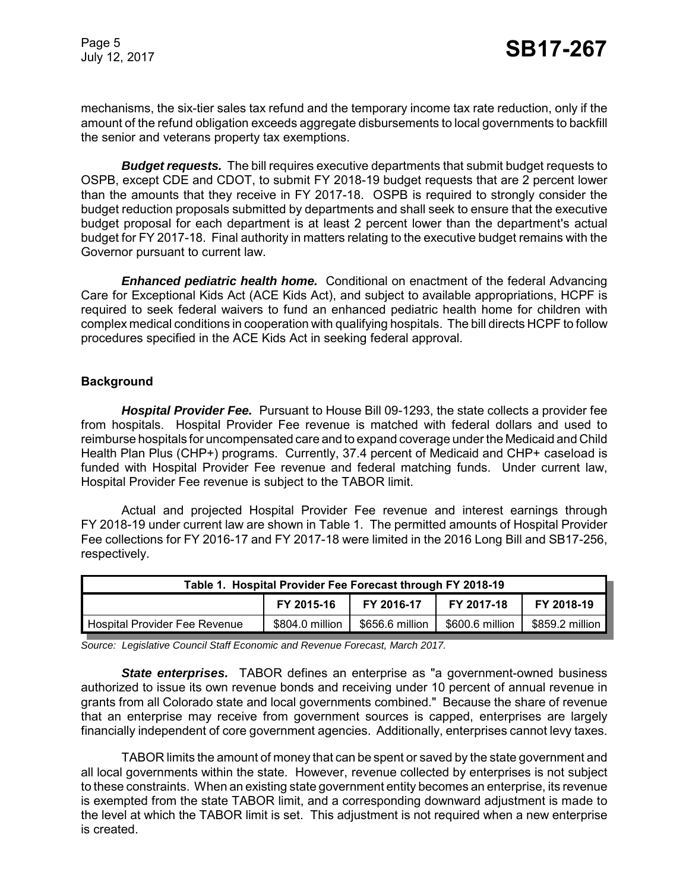mechanisms, the six-tier sales tax refund and the temporary income tax rate reduction, only if the amount of the refund obligation exceeds aggregate disbursements to local governments to backfill the senior and veterans property tax exemptions.

***Budget requests.*** The bill requires executive departments that submit budget requests to OSPB, except CDE and CDOT, to submit FY 2018-19 budget requests that are 2 percent lower than the amounts that they receive in FY 2017-18. OSPB is required to strongly consider the budget reduction proposals submitted by departments and shall seek to ensure that the executive budget proposal for each department is at least 2 percent lower than the department's actual budget for FY 2017-18. Final authority in matters relating to the executive budget remains with the Governor pursuant to current law.

***Enhanced pediatric health home.*** Conditional on enactment of the federal Advancing Care for Exceptional Kids Act (ACE Kids Act), and subject to available appropriations, HCPF is required to seek federal waivers to fund an enhanced pediatric health home for children with complex medical conditions in cooperation with qualifying hospitals. The bill directs HCPF to follow procedures specified in the ACE Kids Act in seeking federal approval.

## Background

***Hospital Provider Fee.*** Pursuant to House Bill 09-1293, the state collects a provider fee from hospitals. Hospital Provider Fee revenue is matched with federal dollars and used to reimburse hospitals for uncompensated care and to expand coverage under the Medicaid and Child Health Plan Plus (CHP+) programs. Currently, 37.4 percent of Medicaid and CHP+ caseload is funded with Hospital Provider Fee revenue and federal matching funds. Under current law, Hospital Provider Fee revenue is subject to the TABOR limit.

Actual and projected Hospital Provider Fee revenue and interest earnings through FY 2018-19 under current law are shown in Table 1. The permitted amounts of Hospital Provider Fee collections for FY 2016-17 and FY 2017-18 were limited in the 2016 Long Bill and SB17-256, respectively.

**Table 1. Hospital Provider Fee Forecast through FY 2018-19**

| | FY 2015-16 | FY 2016-17 | FY 2017-18 | FY 2018-19 |
|---|---|---|---|---|
| Hospital Provider Fee Revenue | $804.0 million | $656.6 million | $600.6 million | $859.2 million |

*Source: Legislative Council Staff Economic and Revenue Forecast, March 2017.*

***State enterprises.*** TABOR defines an enterprise as "a government-owned business authorized to issue its own revenue bonds and receiving under 10 percent of annual revenue in grants from all Colorado state and local governments combined." Because the share of revenue that an enterprise may receive from government sources is capped, enterprises are largely financially independent of core government agencies. Additionally, enterprises cannot levy taxes.

TABOR limits the amount of money that can be spent or saved by the state government and all local governments within the state. However, revenue collected by enterprises is not subject to these constraints. When an existing state government entity becomes an enterprise, its revenue is exempted from the state TABOR limit, and a corresponding downward adjustment is made to the level at which the TABOR limit is set. This adjustment is not required when a new enterprise is created.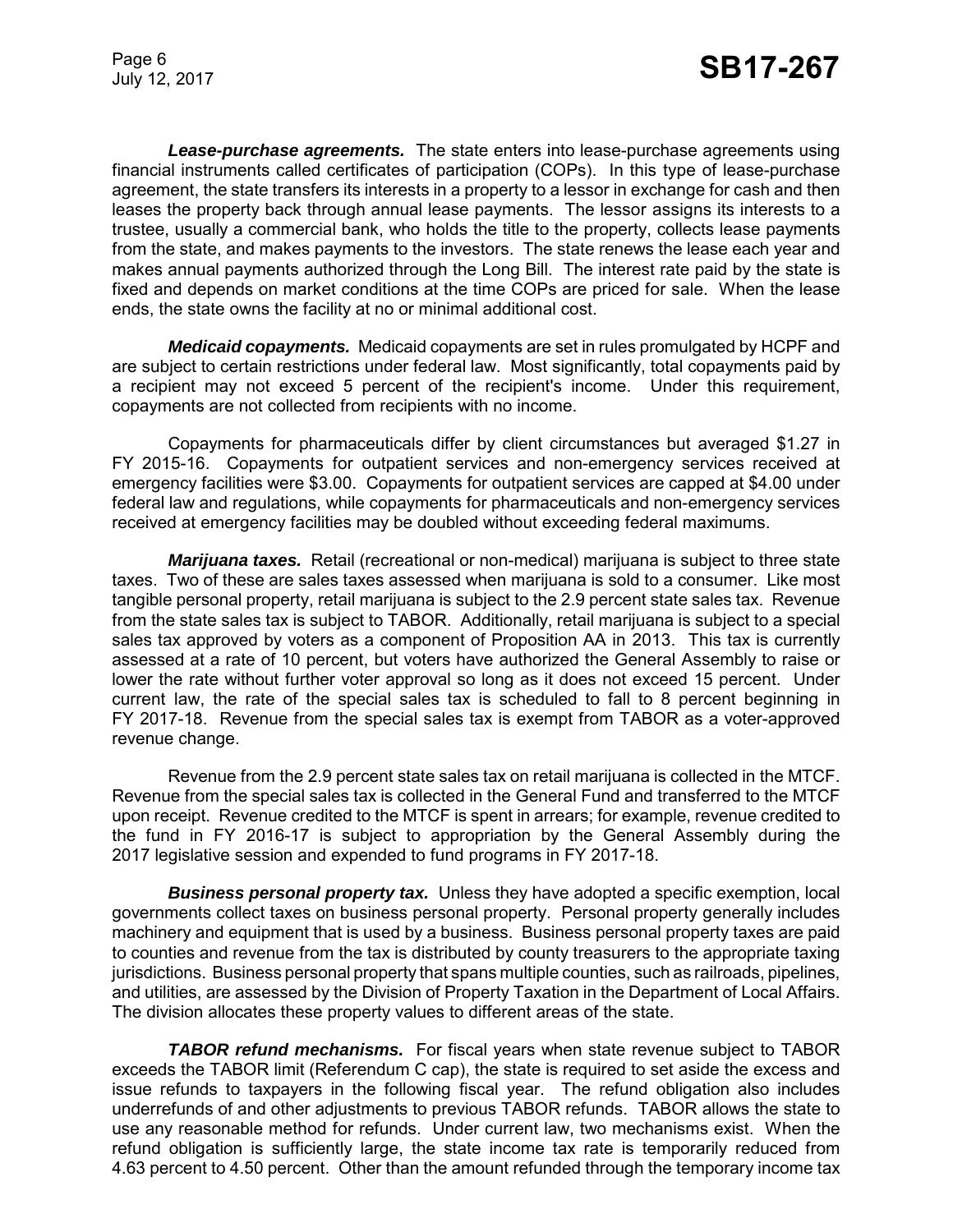***Lease-purchase agreements.*** The state enters into lease-purchase agreements using financial instruments called certificates of participation (COPs). In this type of lease-purchase agreement, the state transfers its interests in a property to a lessor in exchange for cash and then leases the property back through annual lease payments. The lessor assigns its interests to a trustee, usually a commercial bank, who holds the title to the property, collects lease payments from the state, and makes payments to the investors. The state renews the lease each year and makes annual payments authorized through the Long Bill. The interest rate paid by the state is fixed and depends on market conditions at the time COPs are priced for sale. When the lease ends, the state owns the facility at no or minimal additional cost.

***Medicaid copayments.*** Medicaid copayments are set in rules promulgated by HCPF and are subject to certain restrictions under federal law. Most significantly, total copayments paid by a recipient may not exceed 5 percent of the recipient's income. Under this requirement, copayments are not collected from recipients with no income.

Copayments for pharmaceuticals differ by client circumstances but averaged $1.27 in FY 2015-16. Copayments for outpatient services and non-emergency services received at emergency facilities were $3.00. Copayments for outpatient services are capped at $4.00 under federal law and regulations, while copayments for pharmaceuticals and non-emergency services received at emergency facilities may be doubled without exceeding federal maximums.

***Marijuana taxes.*** Retail (recreational or non-medical) marijuana is subject to three state taxes. Two of these are sales taxes assessed when marijuana is sold to a consumer. Like most tangible personal property, retail marijuana is subject to the 2.9 percent state sales tax. Revenue from the state sales tax is subject to TABOR. Additionally, retail marijuana is subject to a special sales tax approved by voters as a component of Proposition AA in 2013. This tax is currently assessed at a rate of 10 percent, but voters have authorized the General Assembly to raise or lower the rate without further voter approval so long as it does not exceed 15 percent. Under current law, the rate of the special sales tax is scheduled to fall to 8 percent beginning in FY 2017-18. Revenue from the special sales tax is exempt from TABOR as a voter-approved revenue change.

Revenue from the 2.9 percent state sales tax on retail marijuana is collected in the MTCF. Revenue from the special sales tax is collected in the General Fund and transferred to the MTCF upon receipt. Revenue credited to the MTCF is spent in arrears; for example, revenue credited to the fund in FY 2016-17 is subject to appropriation by the General Assembly during the 2017 legislative session and expended to fund programs in FY 2017-18.

***Business personal property tax.*** Unless they have adopted a specific exemption, local governments collect taxes on business personal property. Personal property generally includes machinery and equipment that is used by a business. Business personal property taxes are paid to counties and revenue from the tax is distributed by county treasurers to the appropriate taxing jurisdictions. Business personal property that spans multiple counties, such as railroads, pipelines, and utilities, are assessed by the Division of Property Taxation in the Department of Local Affairs. The division allocates these property values to different areas of the state.

***TABOR refund mechanisms.*** For fiscal years when state revenue subject to TABOR exceeds the TABOR limit (Referendum C cap), the state is required to set aside the excess and issue refunds to taxpayers in the following fiscal year. The refund obligation also includes underrefunds of and other adjustments to previous TABOR refunds. TABOR allows the state to use any reasonable method for refunds. Under current law, two mechanisms exist. When the refund obligation is sufficiently large, the state income tax rate is temporarily reduced from 4.63 percent to 4.50 percent. Other than the amount refunded through the temporary income tax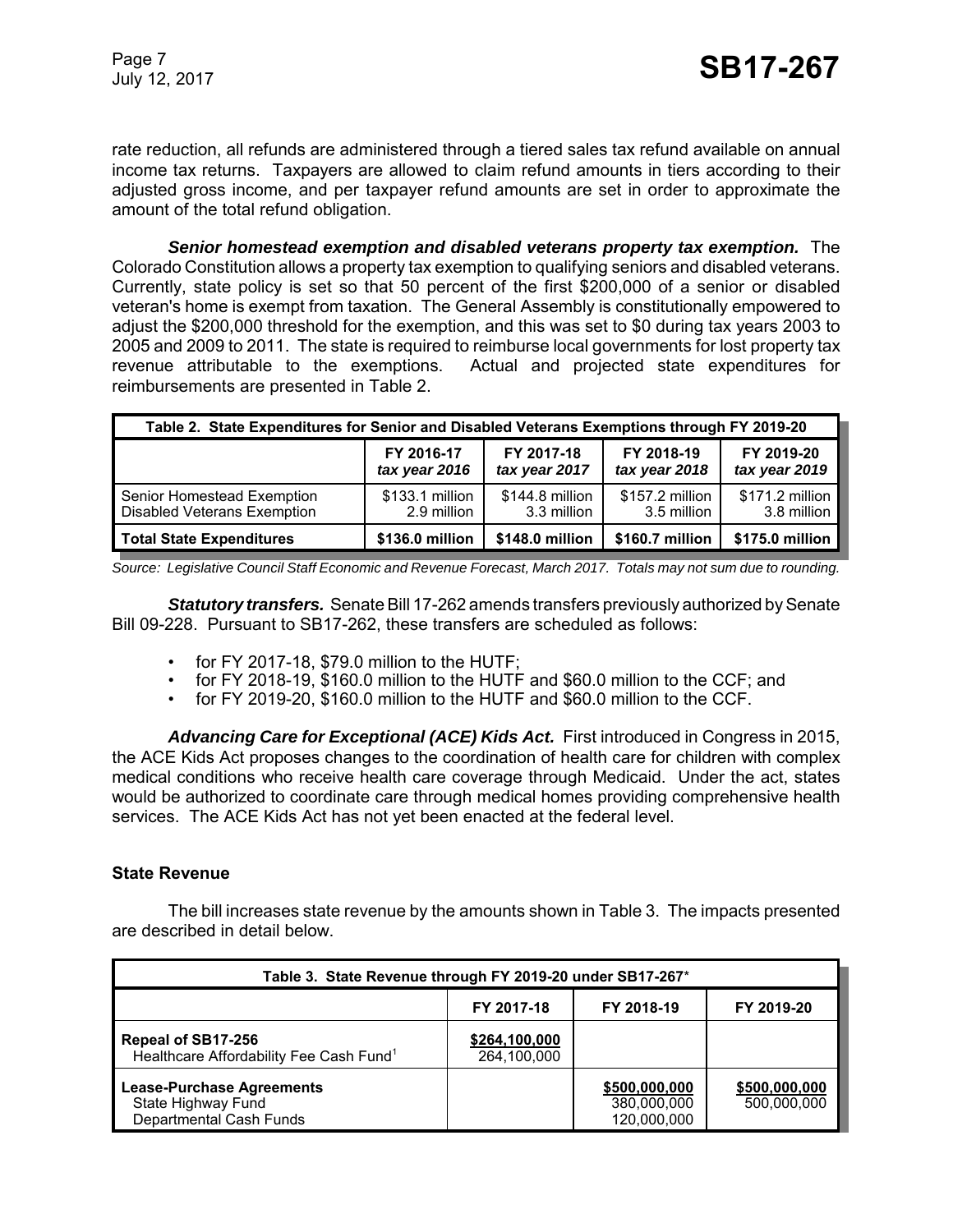rate reduction, all refunds are administered through a tiered sales tax refund available on annual income tax returns. Taxpayers are allowed to claim refund amounts in tiers according to their adjusted gross income, and per taxpayer refund amounts are set in order to approximate the amount of the total refund obligation.

***Senior homestead exemption and disabled veterans property tax exemption.*** The Colorado Constitution allows a property tax exemption to qualifying seniors and disabled veterans. Currently, state policy is set so that 50 percent of the first $200,000 of a senior or disabled veteran's home is exempt from taxation. The General Assembly is constitutionally empowered to adjust the $200,000 threshold for the exemption, and this was set to $0 during tax years 2003 to 2005 and 2009 to 2011. The state is required to reimburse local governments for lost property tax revenue attributable to the exemptions. Actual and projected state expenditures for reimbursements are presented in Table 2.

| Table 2. State Expenditures for Senior and Disabled Veterans Exemptions through FY 2019-20 | | | | |
|---|---|---|---|---|
| | FY 2016-17 *tax year 2016* | FY 2017-18 *tax year 2017* | FY 2018-19 *tax year 2018* | FY 2019-20 *tax year 2019* |
| Senior Homestead Exemption | $133.1 million | $144.8 million | $157.2 million | $171.2 million |
| Disabled Veterans Exemption | 2.9 million | 3.3 million | 3.5 million | 3.8 million |
| **Total State Expenditures** | **$136.0 million** | **$148.0 million** | **$160.7 million** | **$175.0 million** |

*Source: Legislative Council Staff Economic and Revenue Forecast, March 2017. Totals may not sum due to rounding.*

***Statutory transfers.*** Senate Bill 17-262 amends transfers previously authorized by Senate Bill 09-228. Pursuant to SB17-262, these transfers are scheduled as follows:

- for FY 2017-18, $79.0 million to the HUTF;
- for FY 2018-19, $160.0 million to the HUTF and $60.0 million to the CCF; and
- for FY 2019-20, $160.0 million to the HUTF and $60.0 million to the CCF.

***Advancing Care for Exceptional (ACE) Kids Act.*** First introduced in Congress in 2015, the ACE Kids Act proposes changes to the coordination of health care for children with complex medical conditions who receive health care coverage through Medicaid. Under the act, states would be authorized to coordinate care through medical homes providing comprehensive health services. The ACE Kids Act has not yet been enacted at the federal level.

### State Revenue

The bill increases state revenue by the amounts shown in Table 3. The impacts presented are described in detail below.

| Table 3. State Revenue through FY 2019-20 under SB17-267* | | | |
|---|---|---|---|
| | FY 2017-18 | FY 2018-19 | FY 2019-20 |
| **Repeal of SB17-256** | **$264,100,000** | | |
| Healthcare Affordability Fee Cash Fund[1] | 264,100,000 | | |
| **Lease-Purchase Agreements** | | **$500,000,000** | **$500,000,000** |
| State Highway Fund | | 380,000,000 | 500,000,000 |
| Departmental Cash Funds | | 120,000,000 | |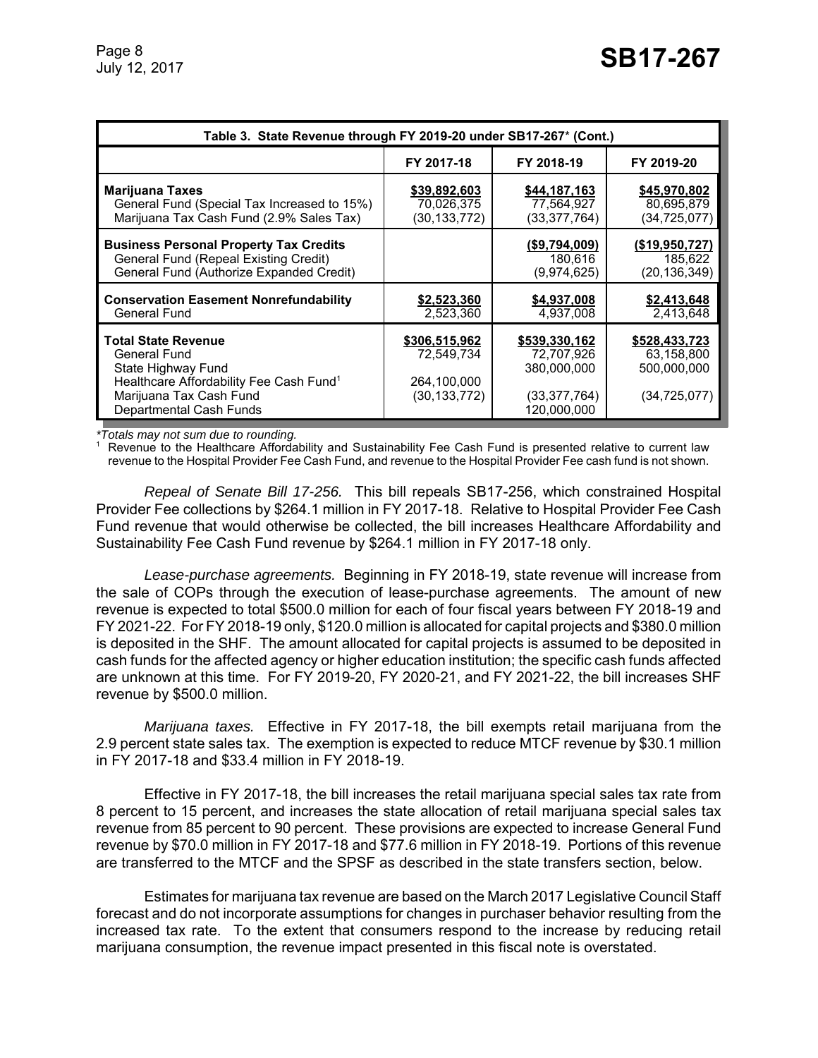| Table 3. State Revenue through FY 2019-20 under SB17-267* (Cont.) | | | |
|---|---|---|---|
| | FY 2017-18 | FY 2018-19 | FY 2019-20 |
| **Marijuana Taxes** | **$39,892,603** | **$44,187,163** | **$45,970,802** |
| General Fund (Special Tax Increased to 15%) | 70,026,375 | 77,564,927 | 80,695,879 |
| Marijuana Tax Cash Fund (2.9% Sales Tax) | (30,133,772) | (33,377,764) | (34,725,077) |
| **Business Personal Property Tax Credits** | | **($9,794,009)** | **($19,950,727)** |
| General Fund (Repeal Existing Credit) | | 180,616 | 185,622 |
| General Fund (Authorize Expanded Credit) | | (9,974,625) | (20,136,349) |
| **Conservation Easement Nonrefundability** | **$2,523,360** | **$4,937,008** | **$2,413,648** |
| General Fund | 2,523,360 | 4,937,008 | 2,413,648 |
| **Total State Revenue** | **$306,515,962** | **$539,330,162** | **$528,433,723** |
| General Fund | 72,549,734 | 72,707,926 | 63,158,800 |
| State Highway Fund | | 380,000,000 | 500,000,000 |
| Healthcare Affordability Fee Cash Fund[1] | 264,100,000 | | |
| Marijuana Tax Cash Fund | (30,133,772) | (33,377,764) | (34,725,077) |
| Departmental Cash Funds | | 120,000,000 | |

*Totals may not sum due to rounding.*

[1] Revenue to the Healthcare Affordability and Sustainability Fee Cash Fund is presented relative to current law revenue to the Hospital Provider Fee Cash Fund, and revenue to the Hospital Provider Fee cash fund is not shown.

*Repeal of Senate Bill 17-256.* This bill repeals SB17-256, which constrained Hospital Provider Fee collections by $264.1 million in FY 2017-18. Relative to Hospital Provider Fee Cash Fund revenue that would otherwise be collected, the bill increases Healthcare Affordability and Sustainability Fee Cash Fund revenue by $264.1 million in FY 2017-18 only.

*Lease-purchase agreements.* Beginning in FY 2018-19, state revenue will increase from the sale of COPs through the execution of lease-purchase agreements. The amount of new revenue is expected to total $500.0 million for each of four fiscal years between FY 2018-19 and FY 2021-22. For FY 2018-19 only, $120.0 million is allocated for capital projects and $380.0 million is deposited in the SHF. The amount allocated for capital projects is assumed to be deposited in cash funds for the affected agency or higher education institution; the specific cash funds affected are unknown at this time. For FY 2019-20, FY 2020-21, and FY 2021-22, the bill increases SHF revenue by $500.0 million.

*Marijuana taxes.* Effective in FY 2017-18, the bill exempts retail marijuana from the 2.9 percent state sales tax. The exemption is expected to reduce MTCF revenue by $30.1 million in FY 2017-18 and $33.4 million in FY 2018-19.

Effective in FY 2017-18, the bill increases the retail marijuana special sales tax rate from 8 percent to 15 percent, and increases the state allocation of retail marijuana special sales tax revenue from 85 percent to 90 percent. These provisions are expected to increase General Fund revenue by $70.0 million in FY 2017-18 and $77.6 million in FY 2018-19. Portions of this revenue are transferred to the MTCF and the SPSF as described in the state transfers section, below.

Estimates for marijuana tax revenue are based on the March 2017 Legislative Council Staff forecast and do not incorporate assumptions for changes in purchaser behavior resulting from the increased tax rate. To the extent that consumers respond to the increase by reducing retail marijuana consumption, the revenue impact presented in this fiscal note is overstated.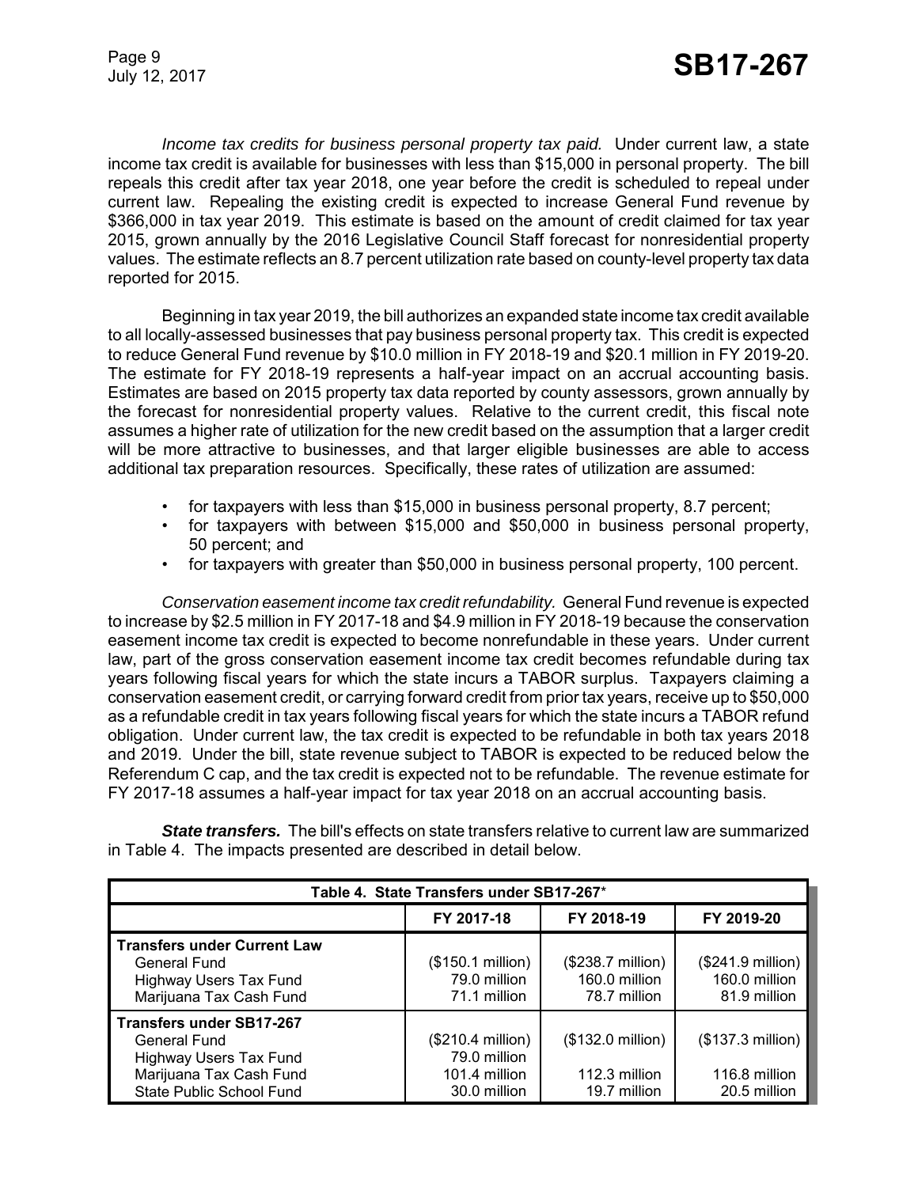*Income tax credits for business personal property tax paid.* Under current law, a state income tax credit is available for businesses with less than $15,000 in personal property. The bill repeals this credit after tax year 2018, one year before the credit is scheduled to repeal under current law. Repealing the existing credit is expected to increase General Fund revenue by $366,000 in tax year 2019. This estimate is based on the amount of credit claimed for tax year 2015, grown annually by the 2016 Legislative Council Staff forecast for nonresidential property values. The estimate reflects an 8.7 percent utilization rate based on county-level property tax data reported for 2015.

Beginning in tax year 2019, the bill authorizes an expanded state income tax credit available to all locally-assessed businesses that pay business personal property tax. This credit is expected to reduce General Fund revenue by $10.0 million in FY 2018-19 and $20.1 million in FY 2019-20. The estimate for FY 2018-19 represents a half-year impact on an accrual accounting basis. Estimates are based on 2015 property tax data reported by county assessors, grown annually by the forecast for nonresidential property values. Relative to the current credit, this fiscal note assumes a higher rate of utilization for the new credit based on the assumption that a larger credit will be more attractive to businesses, and that larger eligible businesses are able to access additional tax preparation resources. Specifically, these rates of utilization are assumed:

- for taxpayers with less than $15,000 in business personal property, 8.7 percent;
- for taxpayers with between $15,000 and $50,000 in business personal property, 50 percent; and
- for taxpayers with greater than $50,000 in business personal property, 100 percent.

*Conservation easement income tax credit refundability.* General Fund revenue is expected to increase by $2.5 million in FY 2017-18 and $4.9 million in FY 2018-19 because the conservation easement income tax credit is expected to become nonrefundable in these years. Under current law, part of the gross conservation easement income tax credit becomes refundable during tax years following fiscal years for which the state incurs a TABOR surplus. Taxpayers claiming a conservation easement credit, or carrying forward credit from prior tax years, receive up to $50,000 as a refundable credit in tax years following fiscal years for which the state incurs a TABOR refund obligation. Under current law, the tax credit is expected to be refundable in both tax years 2018 and 2019. Under the bill, state revenue subject to TABOR is expected to be reduced below the Referendum C cap, and the tax credit is expected not to be refundable. The revenue estimate for FY 2017-18 assumes a half-year impact for tax year 2018 on an accrual accounting basis.

***State transfers.*** The bill's effects on state transfers relative to current law are summarized in Table 4. The impacts presented are described in detail below.

| Table 4. State Transfers under SB17-267* | | | |
|---|---|---|---|
| | FY 2017-18 | FY 2018-19 | FY 2019-20 |
| **Transfers under Current Law** | | | |
| General Fund | ($150.1 million) | ($238.7 million) | ($241.9 million) |
| Highway Users Tax Fund | 79.0 million | 160.0 million | 160.0 million |
| Marijuana Tax Cash Fund | 71.1 million | 78.7 million | 81.9 million |
| **Transfers under SB17-267** | | | |
| General Fund | ($210.4 million) | ($132.0 million) | ($137.3 million) |
| Highway Users Tax Fund | 79.0 million | | |
| Marijuana Tax Cash Fund | 101.4 million | 112.3 million | 116.8 million |
| State Public School Fund | 30.0 million | 19.7 million | 20.5 million |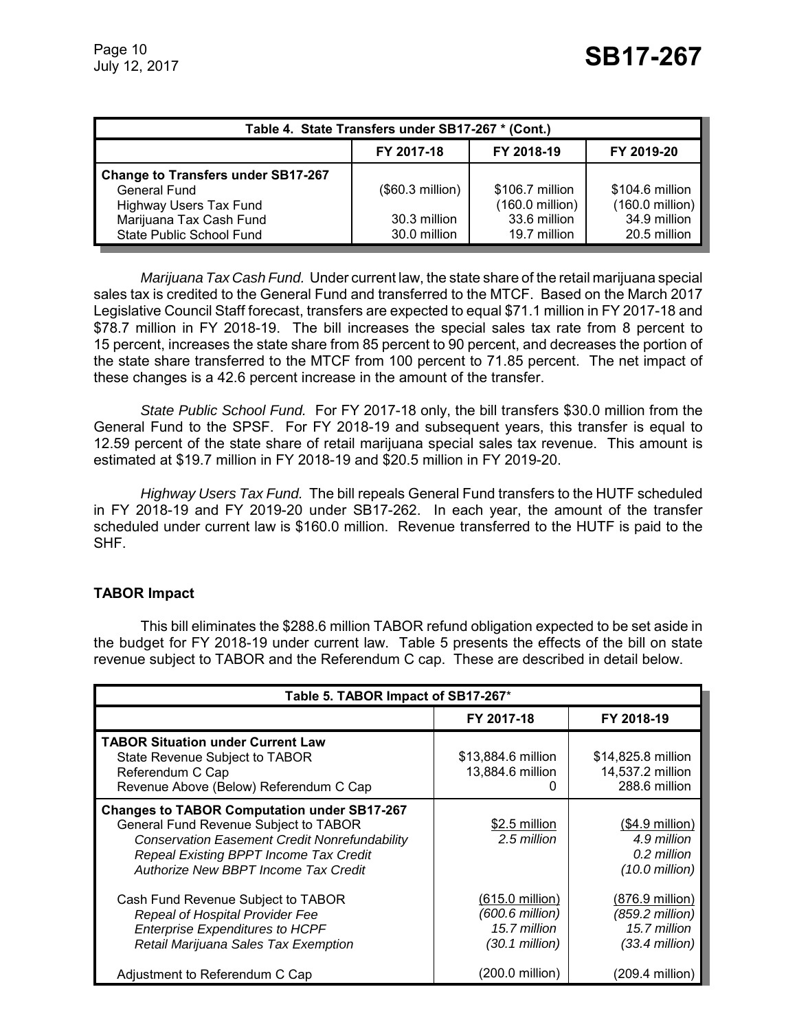| Table 4. State Transfers under SB17-267 * (Cont.) | | | |
|---|---|---|---|
| | FY 2017-18 | FY 2018-19 | FY 2019-20 |
| **Change to Transfers under SB17-267** | | | |
| General Fund | ($60.3 million) | $106.7 million | $104.6 million |
| Highway Users Tax Fund | | (160.0 million) | (160.0 million) |
| Marijuana Tax Cash Fund | 30.3 million | 33.6 million | 34.9 million |
| State Public School Fund | 30.0 million | 19.7 million | 20.5 million |

*Marijuana Tax Cash Fund.* Under current law, the state share of the retail marijuana special sales tax is credited to the General Fund and transferred to the MTCF. Based on the March 2017 Legislative Council Staff forecast, transfers are expected to equal $71.1 million in FY 2017-18 and $78.7 million in FY 2018-19. The bill increases the special sales tax rate from 8 percent to 15 percent, increases the state share from 85 percent to 90 percent, and decreases the portion of the state share transferred to the MTCF from 100 percent to 71.85 percent. The net impact of these changes is a 42.6 percent increase in the amount of the transfer.

*State Public School Fund.* For FY 2017-18 only, the bill transfers $30.0 million from the General Fund to the SPSF. For FY 2018-19 and subsequent years, this transfer is equal to 12.59 percent of the state share of retail marijuana special sales tax revenue. This amount is estimated at $19.7 million in FY 2018-19 and $20.5 million in FY 2019-20.

*Highway Users Tax Fund.* The bill repeals General Fund transfers to the HUTF scheduled in FY 2018-19 and FY 2019-20 under SB17-262. In each year, the amount of the transfer scheduled under current law is $160.0 million. Revenue transferred to the HUTF is paid to the SHF.

## TABOR Impact

This bill eliminates the $288.6 million TABOR refund obligation expected to be set aside in the budget for FY 2018-19 under current law. Table 5 presents the effects of the bill on state revenue subject to TABOR and the Referendum C cap. These are described in detail below.

| Table 5. TABOR Impact of SB17-267* | | |
|---|---|---|
| | FY 2017-18 | FY 2018-19 |
| **TABOR Situation under Current Law** | | |
| State Revenue Subject to TABOR | $13,884.6 million | $14,825.8 million |
| Referendum C Cap | 13,884.6 million | 14,537.2 million |
| Revenue Above (Below) Referendum C Cap | 0 | 288.6 million |
| **Changes to TABOR Computation under SB17-267** | | |
| General Fund Revenue Subject to TABOR | $2.5 million | ($4.9 million) |
| *Conservation Easement Credit Nonrefundability* | *2.5 million* | *4.9 million* |
| *Repeal Existing BPPT Income Tax Credit* | | *0.2 million* |
| *Authorize New BBPT Income Tax Credit* | | *(10.0 million)* |
| Cash Fund Revenue Subject to TABOR | (615.0 million) | (876.9 million) |
| *Repeal of Hospital Provider Fee* | *(600.6 million)* | *(859.2 million)* |
| *Enterprise Expenditures to HCPF* | *15.7 million* | *15.7 million* |
| *Retail Marijuana Sales Tax Exemption* | *(30.1 million)* | *(33.4 million)* |
| Adjustment to Referendum C Cap | (200.0 million) | (209.4 million) |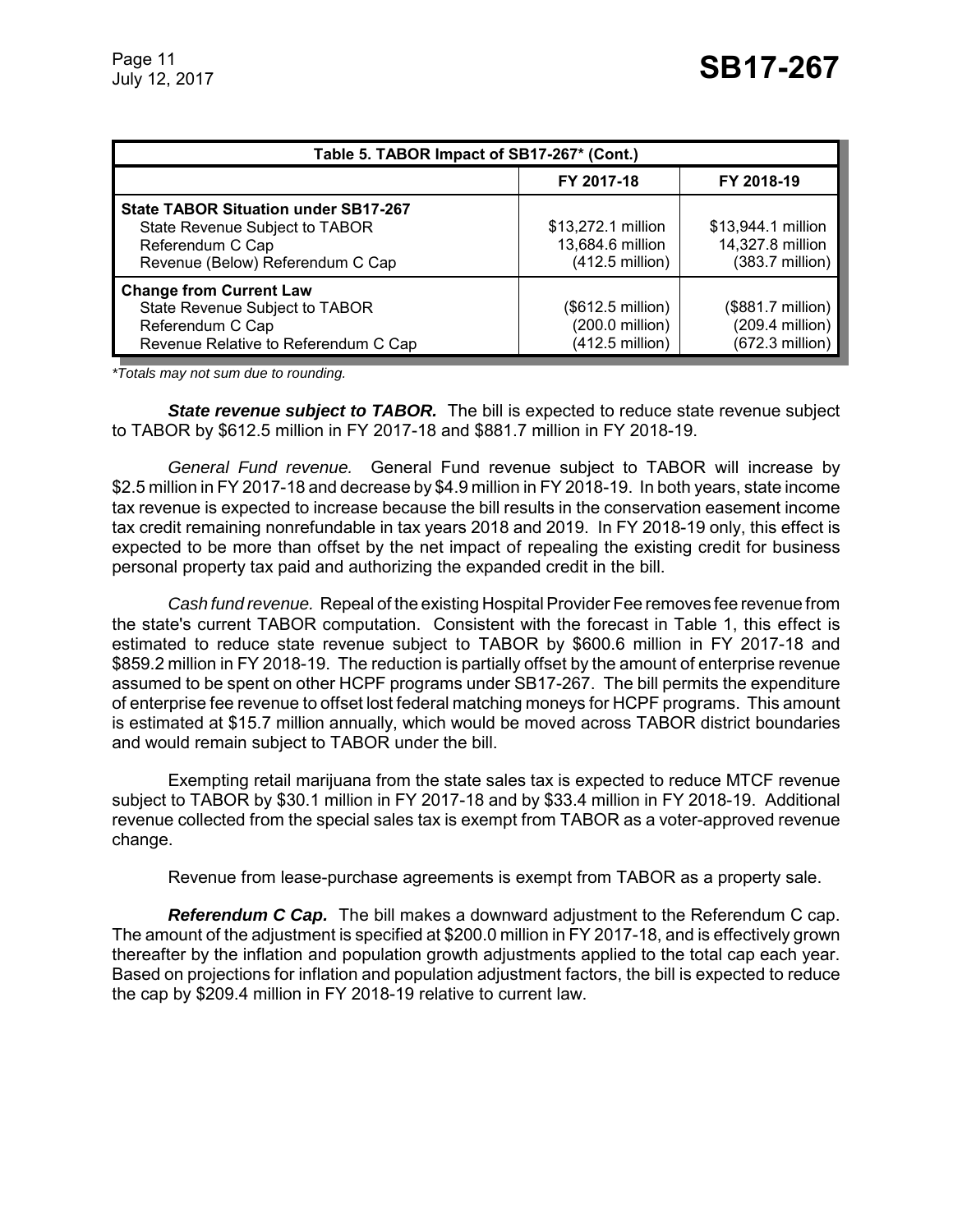| Table 5. TABOR Impact of SB17-267* (Cont.) | | |
|---|---|---|
| | FY 2017-18 | FY 2018-19 |
| **State TABOR Situation under SB17-267** | | |
| State Revenue Subject to TABOR | $13,272.1 million | $13,944.1 million |
| Referendum C Cap | 13,684.6 million | 14,327.8 million |
| Revenue (Below) Referendum C Cap | (412.5 million) | (383.7 million) |
| **Change from Current Law** | | |
| State Revenue Subject to TABOR | ($612.5 million) | ($881.7 million) |
| Referendum C Cap | (200.0 million) | (209.4 million) |
| Revenue Relative to Referendum C Cap | (412.5 million) | (672.3 million) |

*Totals may not sum due to rounding.*

***State revenue subject to TABOR.*** The bill is expected to reduce state revenue subject to TABOR by $612.5 million in FY 2017-18 and $881.7 million in FY 2018-19.

*General Fund revenue.* General Fund revenue subject to TABOR will increase by $2.5 million in FY 2017-18 and decrease by $4.9 million in FY 2018-19. In both years, state income tax revenue is expected to increase because the bill results in the conservation easement income tax credit remaining nonrefundable in tax years 2018 and 2019. In FY 2018-19 only, this effect is expected to be more than offset by the net impact of repealing the existing credit for business personal property tax paid and authorizing the expanded credit in the bill.

*Cash fund revenue.* Repeal of the existing Hospital Provider Fee removes fee revenue from the state's current TABOR computation. Consistent with the forecast in Table 1, this effect is estimated to reduce state revenue subject to TABOR by $600.6 million in FY 2017-18 and $859.2 million in FY 2018-19. The reduction is partially offset by the amount of enterprise revenue assumed to be spent on other HCPF programs under SB17-267. The bill permits the expenditure of enterprise fee revenue to offset lost federal matching moneys for HCPF programs. This amount is estimated at $15.7 million annually, which would be moved across TABOR district boundaries and would remain subject to TABOR under the bill.

Exempting retail marijuana from the state sales tax is expected to reduce MTCF revenue subject to TABOR by $30.1 million in FY 2017-18 and by $33.4 million in FY 2018-19. Additional revenue collected from the special sales tax is exempt from TABOR as a voter-approved revenue change.

Revenue from lease-purchase agreements is exempt from TABOR as a property sale.

***Referendum C Cap.*** The bill makes a downward adjustment to the Referendum C cap. The amount of the adjustment is specified at $200.0 million in FY 2017-18, and is effectively grown thereafter by the inflation and population growth adjustments applied to the total cap each year. Based on projections for inflation and population adjustment factors, the bill is expected to reduce the cap by $209.4 million in FY 2018-19 relative to current law.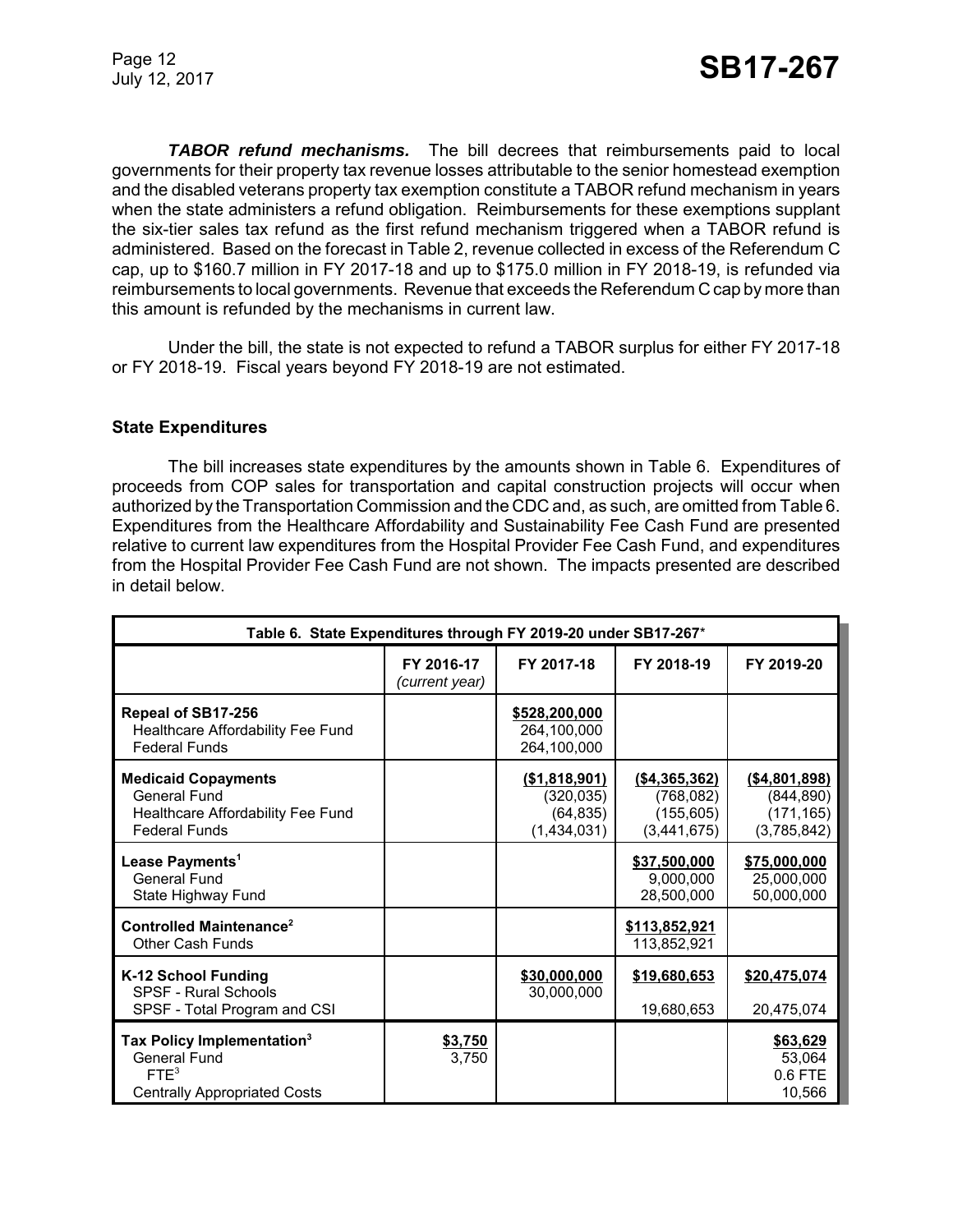***TABOR refund mechanisms.*** The bill decrees that reimbursements paid to local governments for their property tax revenue losses attributable to the senior homestead exemption and the disabled veterans property tax exemption constitute a TABOR refund mechanism in years when the state administers a refund obligation. Reimbursements for these exemptions supplant the six-tier sales tax refund as the first refund mechanism triggered when a TABOR refund is administered. Based on the forecast in Table 2, revenue collected in excess of the Referendum C cap, up to \$160.7 million in FY 2017-18 and up to \$175.0 million in FY 2018-19, is refunded via reimbursements to local governments. Revenue that exceeds the Referendum C cap by more than this amount is refunded by the mechanisms in current law.

Under the bill, the state is not expected to refund a TABOR surplus for either FY 2017-18 or FY 2018-19. Fiscal years beyond FY 2018-19 are not estimated.

### State Expenditures

The bill increases state expenditures by the amounts shown in Table 6. Expenditures of proceeds from COP sales for transportation and capital construction projects will occur when authorized by the Transportation Commission and the CDC and, as such, are omitted from Table 6. Expenditures from the Healthcare Affordability and Sustainability Fee Cash Fund are presented relative to current law expenditures from the Hospital Provider Fee Cash Fund, and expenditures from the Hospital Provider Fee Cash Fund are not shown. The impacts presented are described in detail below.

| Table 6. State Expenditures through FY 2019-20 under SB17-267* | | | | |
|---|---|---|---|---|
| | FY 2016-17 *(current year)* | FY 2017-18 | FY 2018-19 | FY 2019-20 |
| **Repeal of SB17-256** | | **\$528,200,000** | | |
| Healthcare Affordability Fee Fund | | 264,100,000 | | |
| Federal Funds | | 264,100,000 | | |
| **Medicaid Copayments** | | **(\$1,818,901)** | **(\$4,365,362)** | **(\$4,801,898)** |
| General Fund | | (320,035) | (768,082) | (844,890) |
| Healthcare Affordability Fee Fund | | (64,835) | (155,605) | (171,165) |
| Federal Funds | | (1,434,031) | (3,441,675) | (3,785,842) |
| **Lease Payments[1]** | | | **\$37,500,000** | **\$75,000,000** |
| General Fund | | | 9,000,000 | 25,000,000 |
| State Highway Fund | | | 28,500,000 | 50,000,000 |
| **Controlled Maintenance[2]** | | | **\$113,852,921** | |
| Other Cash Funds | | | 113,852,921 | |
| **K-12 School Funding** | | **\$30,000,000** | **\$19,680,653** | **\$20,475,074** |
| SPSF - Rural Schools | | 30,000,000 | | |
| SPSF - Total Program and CSI | | | 19,680,653 | 20,475,074 |
| **Tax Policy Implementation[3]** | **\$3,750** | | | **\$63,629** |
| General Fund | 3,750 | | | 53,064 |
| FTE[3] | | | | 0.6 FTE |
| Centrally Appropriated Costs | | | | 10,566 |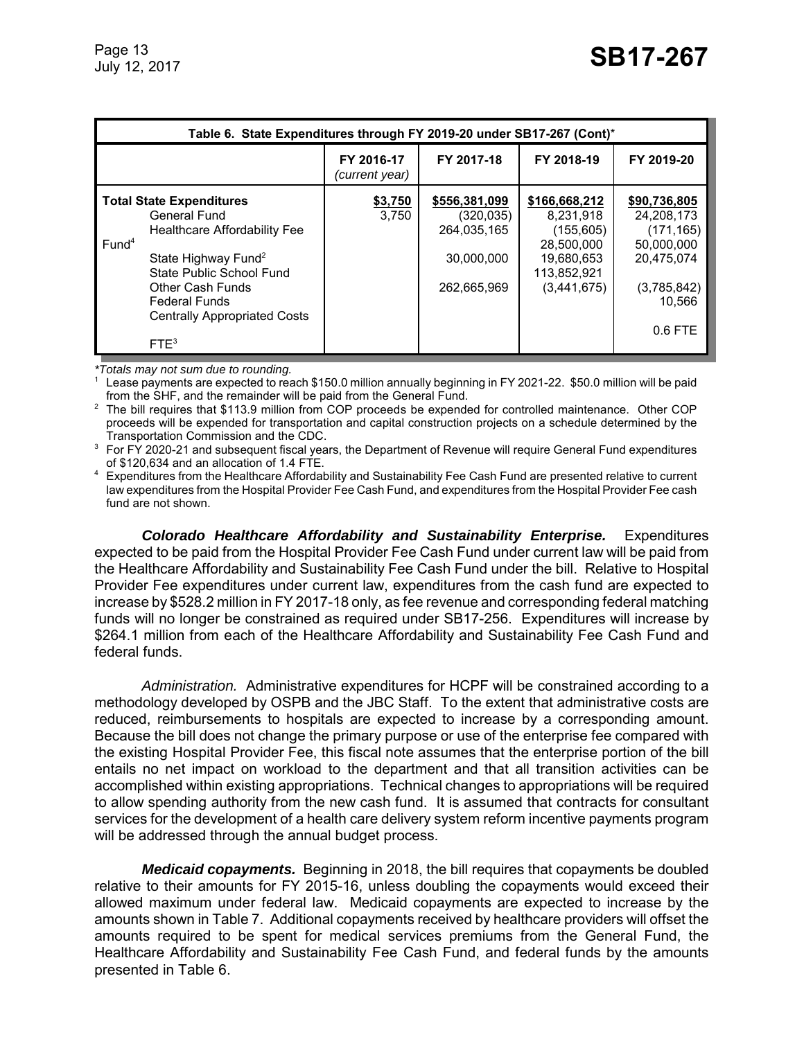| Table 6. State Expenditures through FY 2019-20 under SB17-267 (Cont)* | | | | |
|---|---|---|---|---|
| | FY 2016-17 *(current year)* | FY 2017-18 | FY 2018-19 | FY 2019-20 |
| **Total State Expenditures** | **$3,750** | **$556,381,099** | **$166,668,212** | **$90,736,805** |
| General Fund | 3,750 | (320,035) | 8,231,918 | 24,208,173 |
| Healthcare Affordability Fee Fund[4] | | 264,035,165 | (155,605) | (171,165) |
| State Highway Fund[2] | | | 28,500,000 | 50,000,000 |
| State Public School Fund | | 30,000,000 | 19,680,653 | 20,475,074 |
| Other Cash Funds | | | 113,852,921 | |
| Federal Funds | | 262,665,969 | (3,441,675) | (3,785,842) |
| Centrally Appropriated Costs | | | | 10,566 |
| FTE[3] | | | | 0.6 FTE |

*Totals may not sum due to rounding.*

[1] Lease payments are expected to reach $150.0 million annually beginning in FY 2021-22. $50.0 million will be paid from the SHF, and the remainder will be paid from the General Fund.

[2] The bill requires that $113.9 million from COP proceeds be expended for controlled maintenance. Other COP proceeds will be expended for transportation and capital construction projects on a schedule determined by the Transportation Commission and the CDC.

[3] For FY 2020-21 and subsequent fiscal years, the Department of Revenue will require General Fund expenditures of $120,634 and an allocation of 1.4 FTE.

[4] Expenditures from the Healthcare Affordability and Sustainability Fee Cash Fund are presented relative to current law expenditures from the Hospital Provider Fee Cash Fund, and expenditures from the Hospital Provider Fee cash fund are not shown.

***Colorado Healthcare Affordability and Sustainability Enterprise.*** Expenditures expected to be paid from the Hospital Provider Fee Cash Fund under current law will be paid from the Healthcare Affordability and Sustainability Fee Cash Fund under the bill. Relative to Hospital Provider Fee expenditures under current law, expenditures from the cash fund are expected to increase by $528.2 million in FY 2017-18 only, as fee revenue and corresponding federal matching funds will no longer be constrained as required under SB17-256. Expenditures will increase by $264.1 million from each of the Healthcare Affordability and Sustainability Fee Cash Fund and federal funds.

*Administration.* Administrative expenditures for HCPF will be constrained according to a methodology developed by OSPB and the JBC Staff. To the extent that administrative costs are reduced, reimbursements to hospitals are expected to increase by a corresponding amount. Because the bill does not change the primary purpose or use of the enterprise fee compared with the existing Hospital Provider Fee, this fiscal note assumes that the enterprise portion of the bill entails no net impact on workload to the department and that all transition activities can be accomplished within existing appropriations. Technical changes to appropriations will be required to allow spending authority from the new cash fund. It is assumed that contracts for consultant services for the development of a health care delivery system reform incentive payments program will be addressed through the annual budget process.

***Medicaid copayments.*** Beginning in 2018, the bill requires that copayments be doubled relative to their amounts for FY 2015-16, unless doubling the copayments would exceed their allowed maximum under federal law. Medicaid copayments are expected to increase by the amounts shown in Table 7. Additional copayments received by healthcare providers will offset the amounts required to be spent for medical services premiums from the General Fund, the Healthcare Affordability and Sustainability Fee Cash Fund, and federal funds by the amounts presented in Table 6.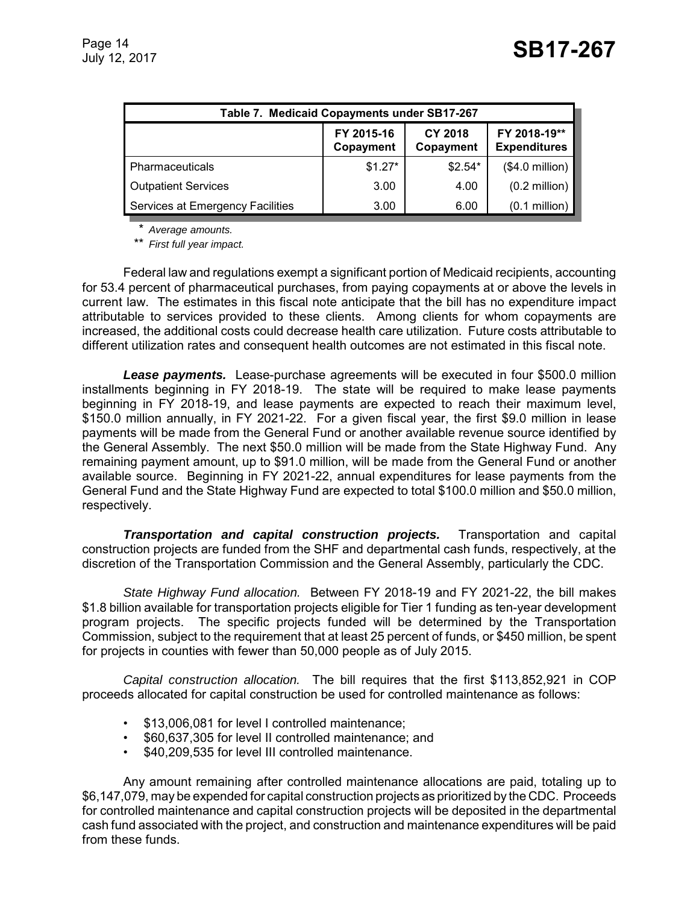| Table 7. Medicaid Copayments under SB17-267 | | | |
|---|---|---|---|
| | FY 2015-16 Copayment | CY 2018 Copayment | FY 2018-19** Expenditures |
| Pharmaceuticals | $1.27* | $2.54* | ($4.0 million) |
| Outpatient Services | 3.00 | 4.00 | (0.2 million) |
| Services at Emergency Facilities | 3.00 | 6.00 | (0.1 million) |

\* *Average amounts.*

\*\* *First full year impact.*

Federal law and regulations exempt a significant portion of Medicaid recipients, accounting for 53.4 percent of pharmaceutical purchases, from paying copayments at or above the levels in current law. The estimates in this fiscal note anticipate that the bill has no expenditure impact attributable to services provided to these clients. Among clients for whom copayments are increased, the additional costs could decrease health care utilization. Future costs attributable to different utilization rates and consequent health outcomes are not estimated in this fiscal note.

***Lease payments.*** Lease-purchase agreements will be executed in four $500.0 million installments beginning in FY 2018-19. The state will be required to make lease payments beginning in FY 2018-19, and lease payments are expected to reach their maximum level, $150.0 million annually, in FY 2021-22. For a given fiscal year, the first $9.0 million in lease payments will be made from the General Fund or another available revenue source identified by the General Assembly. The next $50.0 million will be made from the State Highway Fund. Any remaining payment amount, up to $91.0 million, will be made from the General Fund or another available source. Beginning in FY 2021-22, annual expenditures for lease payments from the General Fund and the State Highway Fund are expected to total $100.0 million and $50.0 million, respectively.

***Transportation and capital construction projects.*** Transportation and capital construction projects are funded from the SHF and departmental cash funds, respectively, at the discretion of the Transportation Commission and the General Assembly, particularly the CDC.

*State Highway Fund allocation.* Between FY 2018-19 and FY 2021-22, the bill makes $1.8 billion available for transportation projects eligible for Tier 1 funding as ten-year development program projects. The specific projects funded will be determined by the Transportation Commission, subject to the requirement that at least 25 percent of funds, or $450 million, be spent for projects in counties with fewer than 50,000 people as of July 2015.

*Capital construction allocation.* The bill requires that the first $113,852,921 in COP proceeds allocated for capital construction be used for controlled maintenance as follows:

- $13,006,081 for level I controlled maintenance;
- $60,637,305 for level II controlled maintenance; and
- $40,209,535 for level III controlled maintenance.

Any amount remaining after controlled maintenance allocations are paid, totaling up to $6,147,079, may be expended for capital construction projects as prioritized by the CDC. Proceeds for controlled maintenance and capital construction projects will be deposited in the departmental cash fund associated with the project, and construction and maintenance expenditures will be paid from these funds.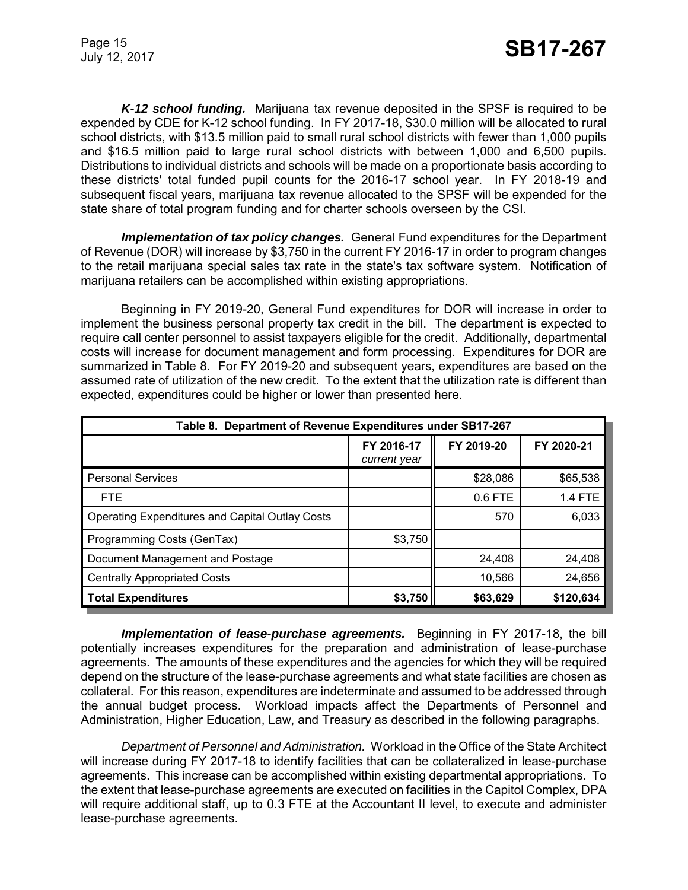***K-12 school funding.*** Marijuana tax revenue deposited in the SPSF is required to be expended by CDE for K-12 school funding. In FY 2017-18, $30.0 million will be allocated to rural school districts, with $13.5 million paid to small rural school districts with fewer than 1,000 pupils and $16.5 million paid to large rural school districts with between 1,000 and 6,500 pupils. Distributions to individual districts and schools will be made on a proportionate basis according to these districts' total funded pupil counts for the 2016-17 school year. In FY 2018-19 and subsequent fiscal years, marijuana tax revenue allocated to the SPSF will be expended for the state share of total program funding and for charter schools overseen by the CSI.

***Implementation of tax policy changes.*** General Fund expenditures for the Department of Revenue (DOR) will increase by $3,750 in the current FY 2016-17 in order to program changes to the retail marijuana special sales tax rate in the state's tax software system. Notification of marijuana retailers can be accomplished within existing appropriations.

Beginning in FY 2019-20, General Fund expenditures for DOR will increase in order to implement the business personal property tax credit in the bill. The department is expected to require call center personnel to assist taxpayers eligible for the credit. Additionally, departmental costs will increase for document management and form processing. Expenditures for DOR are summarized in Table 8. For FY 2019-20 and subsequent years, expenditures are based on the assumed rate of utilization of the new credit. To the extent that the utilization rate is different than expected, expenditures could be higher or lower than presented here.

| Table 8. Department of Revenue Expenditures under SB17-267 | | | |
|---|---|---|---|
| | FY 2016-17 *current year* | FY 2019-20 | FY 2020-21 |
| Personal Services | | $28,086 | $65,538 |
| FTE | | 0.6 FTE | 1.4 FTE |
| Operating Expenditures and Capital Outlay Costs | | 570 | 6,033 |
| Programming Costs (GenTax) | $3,750 | | |
| Document Management and Postage | | 24,408 | 24,408 |
| Centrally Appropriated Costs | | 10,566 | 24,656 |
| **Total Expenditures** | **$3,750** | **$63,629** | **$120,634** |

***Implementation of lease-purchase agreements.*** Beginning in FY 2017-18, the bill potentially increases expenditures for the preparation and administration of lease-purchase agreements. The amounts of these expenditures and the agencies for which they will be required depend on the structure of the lease-purchase agreements and what state facilities are chosen as collateral. For this reason, expenditures are indeterminate and assumed to be addressed through the annual budget process. Workload impacts affect the Departments of Personnel and Administration, Higher Education, Law, and Treasury as described in the following paragraphs.

*Department of Personnel and Administration.* Workload in the Office of the State Architect will increase during FY 2017-18 to identify facilities that can be collateralized in lease-purchase agreements. This increase can be accomplished within existing departmental appropriations. To the extent that lease-purchase agreements are executed on facilities in the Capitol Complex, DPA will require additional staff, up to 0.3 FTE at the Accountant II level, to execute and administer lease-purchase agreements.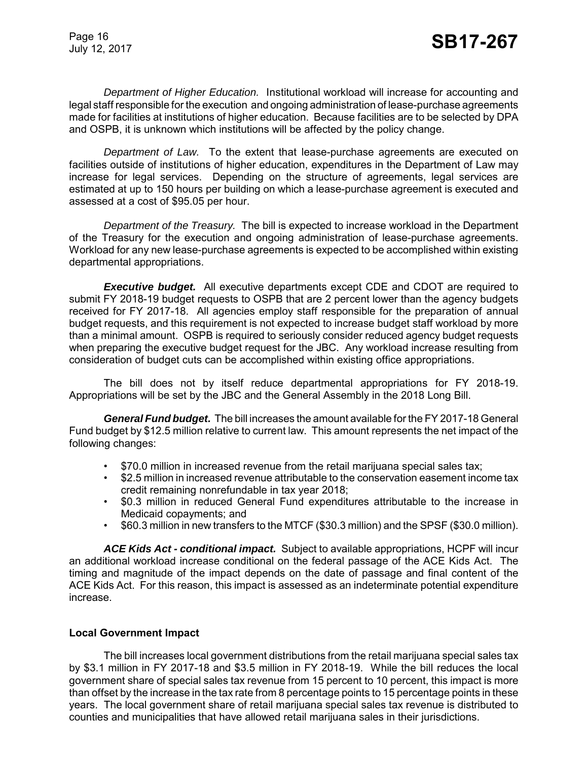*Department of Higher Education.* Institutional workload will increase for accounting and legal staff responsible for the execution and ongoing administration of lease-purchase agreements made for facilities at institutions of higher education. Because facilities are to be selected by DPA and OSPB, it is unknown which institutions will be affected by the policy change.

*Department of Law.* To the extent that lease-purchase agreements are executed on facilities outside of institutions of higher education, expenditures in the Department of Law may increase for legal services. Depending on the structure of agreements, legal services are estimated at up to 150 hours per building on which a lease-purchase agreement is executed and assessed at a cost of $95.05 per hour.

*Department of the Treasury.* The bill is expected to increase workload in the Department of the Treasury for the execution and ongoing administration of lease-purchase agreements. Workload for any new lease-purchase agreements is expected to be accomplished within existing departmental appropriations.

***Executive budget.*** All executive departments except CDE and CDOT are required to submit FY 2018-19 budget requests to OSPB that are 2 percent lower than the agency budgets received for FY 2017-18. All agencies employ staff responsible for the preparation of annual budget requests, and this requirement is not expected to increase budget staff workload by more than a minimal amount. OSPB is required to seriously consider reduced agency budget requests when preparing the executive budget request for the JBC. Any workload increase resulting from consideration of budget cuts can be accomplished within existing office appropriations.

The bill does not by itself reduce departmental appropriations for FY 2018-19. Appropriations will be set by the JBC and the General Assembly in the 2018 Long Bill.

***General Fund budget.*** The bill increases the amount available for the FY 2017-18 General Fund budget by $12.5 million relative to current law. This amount represents the net impact of the following changes:

- $70.0 million in increased revenue from the retail marijuana special sales tax;
- $2.5 million in increased revenue attributable to the conservation easement income tax credit remaining nonrefundable in tax year 2018;
- $0.3 million in reduced General Fund expenditures attributable to the increase in Medicaid copayments; and
- $60.3 million in new transfers to the MTCF ($30.3 million) and the SPSF ($30.0 million).

***ACE Kids Act - conditional impact.*** Subject to available appropriations, HCPF will incur an additional workload increase conditional on the federal passage of the ACE Kids Act. The timing and magnitude of the impact depends on the date of passage and final content of the ACE Kids Act. For this reason, this impact is assessed as an indeterminate potential expenditure increase.

**Local Government Impact**

The bill increases local government distributions from the retail marijuana special sales tax by $3.1 million in FY 2017-18 and $3.5 million in FY 2018-19. While the bill reduces the local government share of special sales tax revenue from 15 percent to 10 percent, this impact is more than offset by the increase in the tax rate from 8 percentage points to 15 percentage points in these years. The local government share of retail marijuana special sales tax revenue is distributed to counties and municipalities that have allowed retail marijuana sales in their jurisdictions.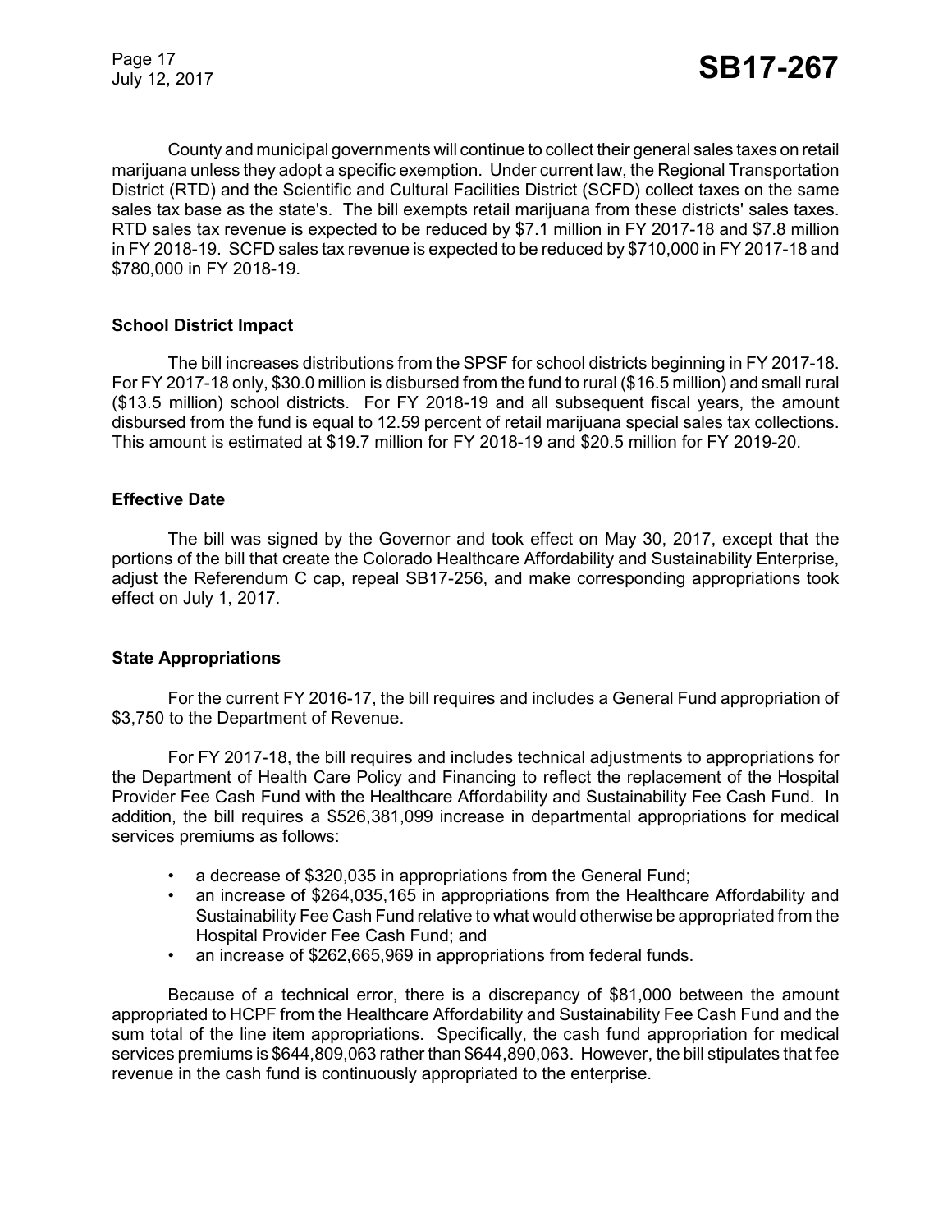County and municipal governments will continue to collect their general sales taxes on retail marijuana unless they adopt a specific exemption. Under current law, the Regional Transportation District (RTD) and the Scientific and Cultural Facilities District (SCFD) collect taxes on the same sales tax base as the state's. The bill exempts retail marijuana from these districts' sales taxes. RTD sales tax revenue is expected to be reduced by $7.1 million in FY 2017-18 and $7.8 million in FY 2018-19. SCFD sales tax revenue is expected to be reduced by $710,000 in FY 2017-18 and $780,000 in FY 2018-19.

### School District Impact

The bill increases distributions from the SPSF for school districts beginning in FY 2017-18. For FY 2017-18 only, $30.0 million is disbursed from the fund to rural ($16.5 million) and small rural ($13.5 million) school districts. For FY 2018-19 and all subsequent fiscal years, the amount disbursed from the fund is equal to 12.59 percent of retail marijuana special sales tax collections. This amount is estimated at $19.7 million for FY 2018-19 and $20.5 million for FY 2019-20.

### Effective Date

The bill was signed by the Governor and took effect on May 30, 2017, except that the portions of the bill that create the Colorado Healthcare Affordability and Sustainability Enterprise, adjust the Referendum C cap, repeal SB17-256, and make corresponding appropriations took effect on July 1, 2017.

### State Appropriations

For the current FY 2016-17, the bill requires and includes a General Fund appropriation of $3,750 to the Department of Revenue.

For FY 2017-18, the bill requires and includes technical adjustments to appropriations for the Department of Health Care Policy and Financing to reflect the replacement of the Hospital Provider Fee Cash Fund with the Healthcare Affordability and Sustainability Fee Cash Fund. In addition, the bill requires a $526,381,099 increase in departmental appropriations for medical services premiums as follows:

- a decrease of $320,035 in appropriations from the General Fund;
- an increase of $264,035,165 in appropriations from the Healthcare Affordability and Sustainability Fee Cash Fund relative to what would otherwise be appropriated from the Hospital Provider Fee Cash Fund; and
- an increase of $262,665,969 in appropriations from federal funds.

Because of a technical error, there is a discrepancy of $81,000 between the amount appropriated to HCPF from the Healthcare Affordability and Sustainability Fee Cash Fund and the sum total of the line item appropriations. Specifically, the cash fund appropriation for medical services premiums is $644,809,063 rather than $644,890,063. However, the bill stipulates that fee revenue in the cash fund is continuously appropriated to the enterprise.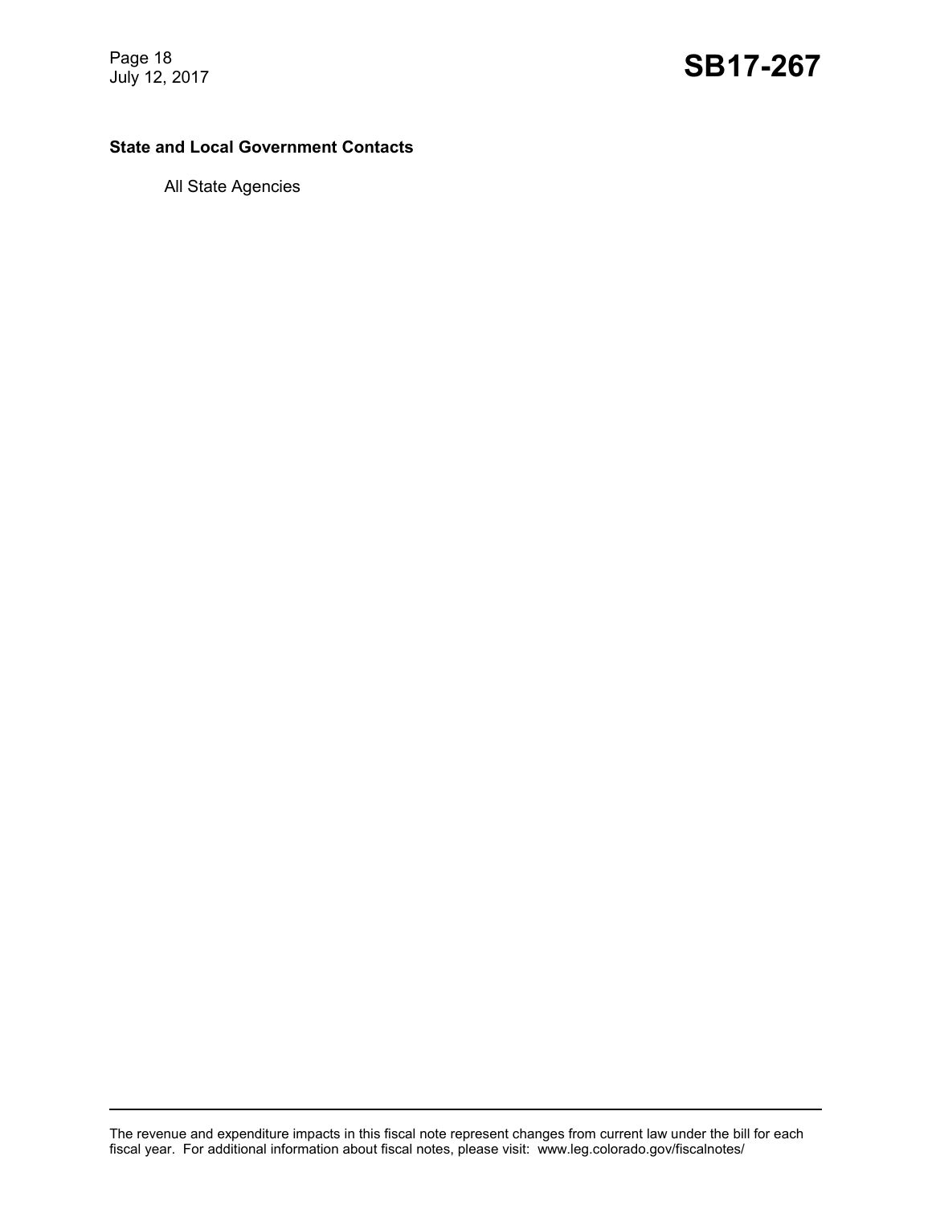**State and Local Government Contacts**

All State Agencies

The revenue and expenditure impacts in this fiscal note represent changes from current law under the bill for each fiscal year. For additional information about fiscal notes, please visit: www.leg.colorado.gov/fiscalnotes/